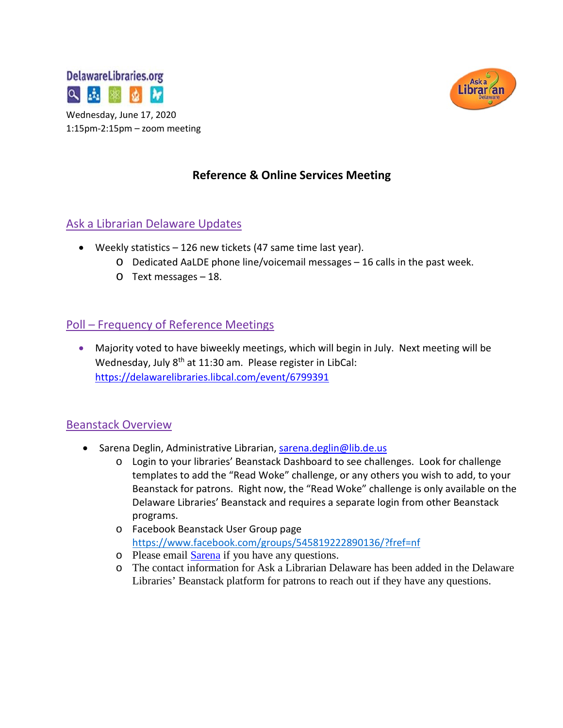DelawareLibraries.org

Wednesday, June 17, 2020
1:15pm-2:15pm – zoom meeting

# Reference & Online Services Meeting

## Ask a Librarian Delaware Updates

- Weekly statistics – 126 new tickets (47 same time last year).
  - Dedicated AaLDE phone line/voicemail messages – 16 calls in the past week.
  - Text messages – 18.

## Poll – Frequency of Reference Meetings

- Majority voted to have biweekly meetings, which will begin in July. Next meeting will be Wednesday, July 8th at 11:30 am. Please register in LibCal: https://delawarelibraries.libcal.com/event/6799391

## Beanstack Overview

- Sarena Deglin, Administrative Librarian, sarena.deglin@lib.de.us
  - Login to your libraries' Beanstack Dashboard to see challenges. Look for challenge templates to add the "Read Woke" challenge, or any others you wish to add, to your Beanstack for patrons. Right now, the "Read Woke" challenge is only available on the Delaware Libraries' Beanstack and requires a separate login from other Beanstack programs.
  - Facebook Beanstack User Group page https://www.facebook.com/groups/545819222890136/?fref=nf
  - Please email Sarena if you have any questions.
  - The contact information for Ask a Librarian Delaware has been added in the Delaware Libraries' Beanstack platform for patrons to reach out if they have any questions.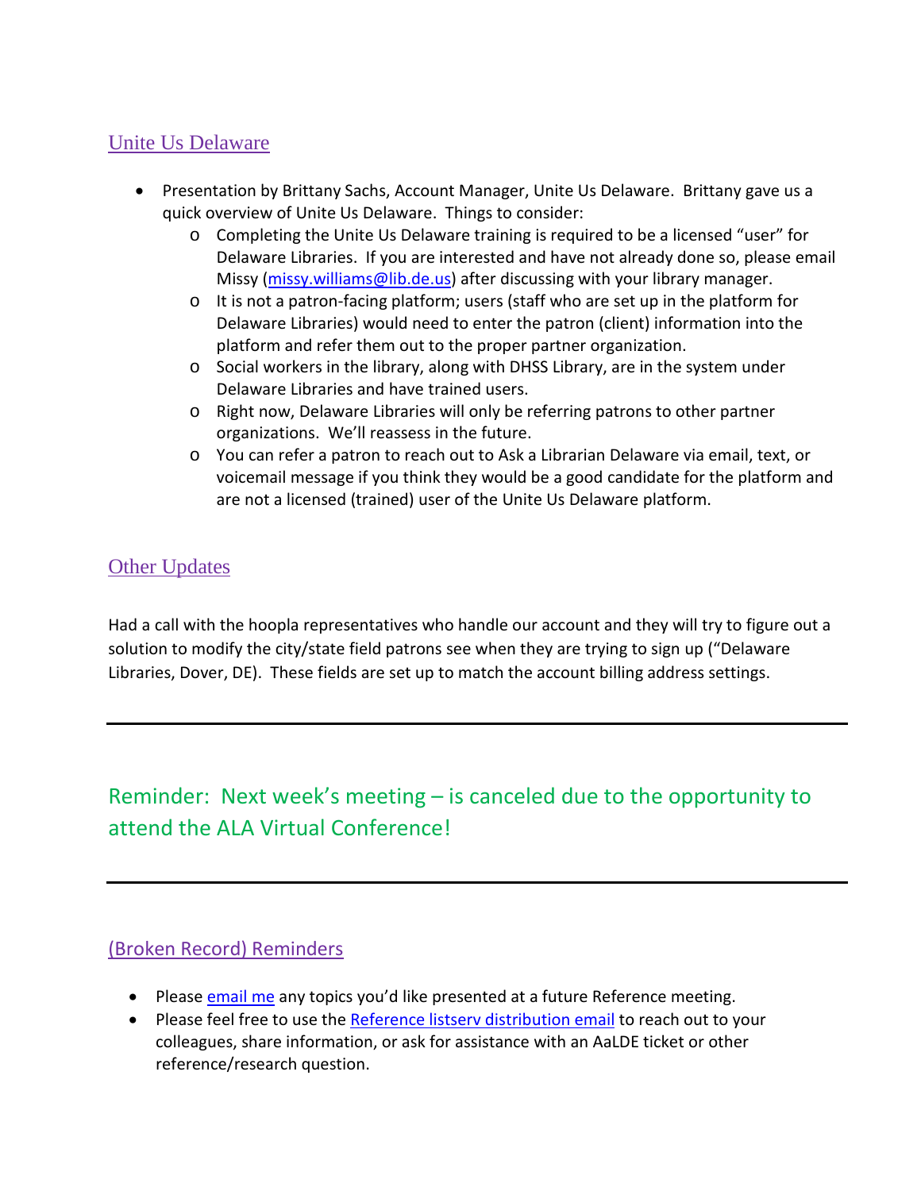## Unite Us Delaware

- Presentation by Brittany Sachs, Account Manager, Unite Us Delaware. Brittany gave us a quick overview of Unite Us Delaware. Things to consider:
  - Completing the Unite Us Delaware training is required to be a licensed "user" for Delaware Libraries. If you are interested and have not already done so, please email Missy (missy.williams@lib.de.us) after discussing with your library manager.
  - It is not a patron-facing platform; users (staff who are set up in the platform for Delaware Libraries) would need to enter the patron (client) information into the platform and refer them out to the proper partner organization.
  - Social workers in the library, along with DHSS Library, are in the system under Delaware Libraries and have trained users.
  - Right now, Delaware Libraries will only be referring patrons to other partner organizations. We'll reassess in the future.
  - You can refer a patron to reach out to Ask a Librarian Delaware via email, text, or voicemail message if you think they would be a good candidate for the platform and are not a licensed (trained) user of the Unite Us Delaware platform.

## Other Updates

Had a call with the hoopla representatives who handle our account and they will try to figure out a solution to modify the city/state field patrons see when they are trying to sign up ("Delaware Libraries, Dover, DE). These fields are set up to match the account billing address settings.

---

Reminder: Next week's meeting – is canceled due to the opportunity to attend the ALA Virtual Conference!

---

## (Broken Record) Reminders

- Please email me any topics you'd like presented at a future Reference meeting.
- Please feel free to use the Reference listserv distribution email to reach out to your colleagues, share information, or ask for assistance with an AaLDE ticket or other reference/research question.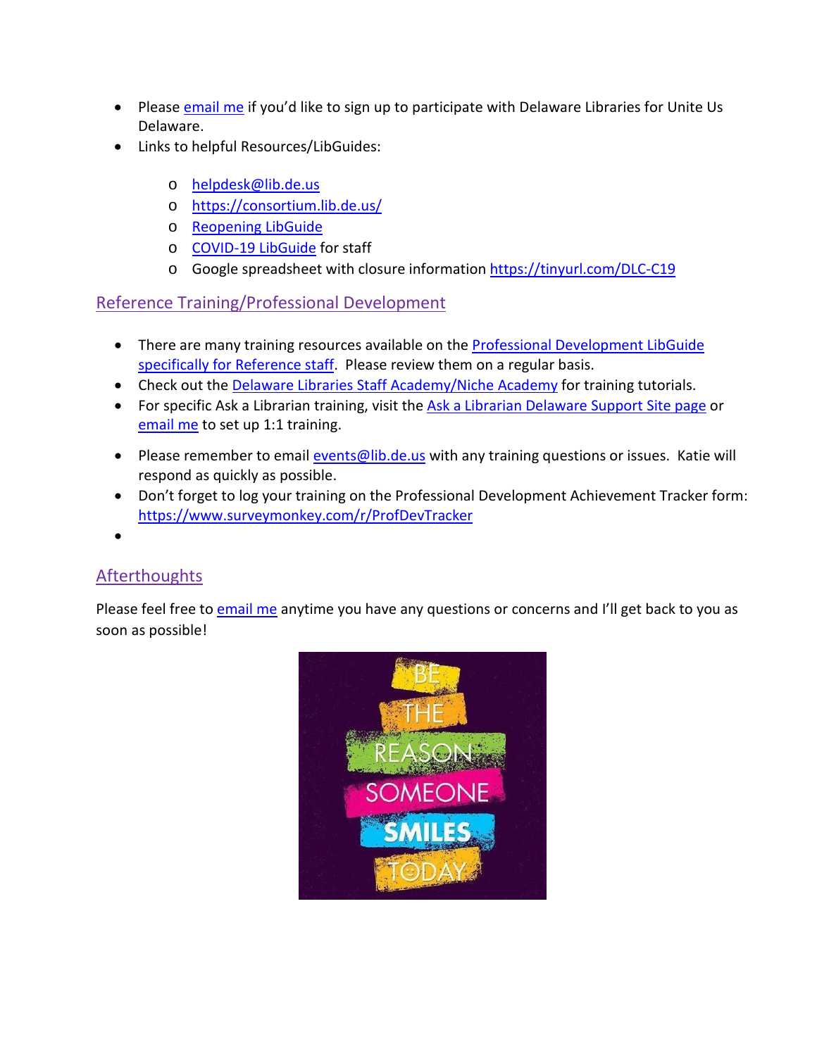- Please email me if you'd like to sign up to participate with Delaware Libraries for Unite Us Delaware.
- Links to helpful Resources/LibGuides:
  - helpdesk@lib.de.us
  - https://consortium.lib.de.us/
  - Reopening LibGuide
  - COVID-19 LibGuide for staff
  - Google spreadsheet with closure information https://tinyurl.com/DLC-C19

## Reference Training/Professional Development

- There are many training resources available on the Professional Development LibGuide specifically for Reference staff. Please review them on a regular basis.
- Check out the Delaware Libraries Staff Academy/Niche Academy for training tutorials.
- For specific Ask a Librarian training, visit the Ask a Librarian Delaware Support Site page or email me to set up 1:1 training.
- Please remember to email events@lib.de.us with any training questions or issues. Katie will respond as quickly as possible.
- Don't forget to log your training on the Professional Development Achievement Tracker form: https://www.surveymonkey.com/r/ProfDevTracker

## Afterthoughts

Please feel free to email me anytime you have any questions or concerns and I'll get back to you as soon as possible!

BE THE REASON SOMEONE SMILES TODAY